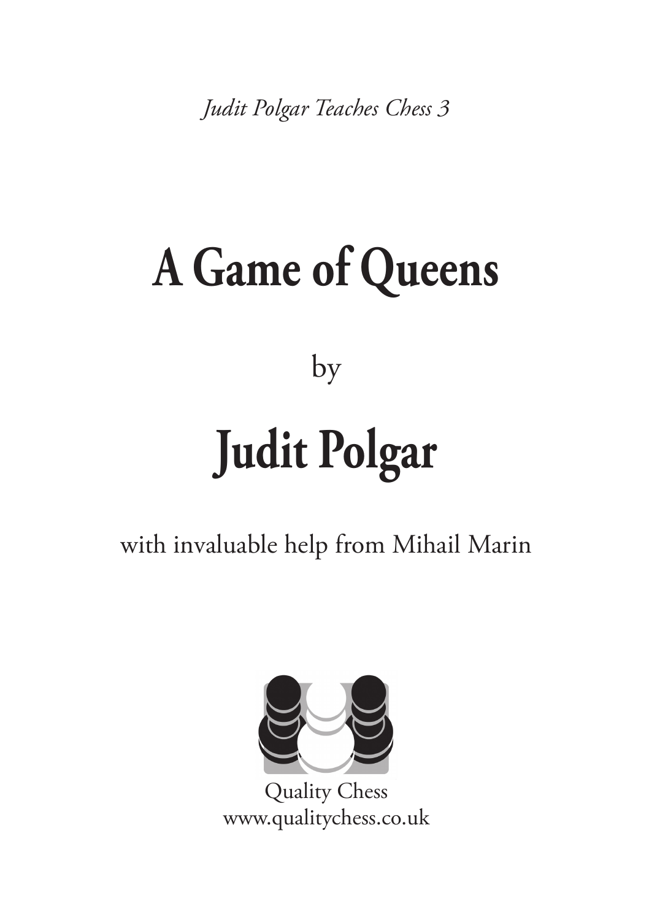*Judit Polgar Teaches Chess 3*

# A Game of Queens

by

# Judit Polgar

with invaluable help from Mihail Marin

Quality Chess
www.qualitychess.co.uk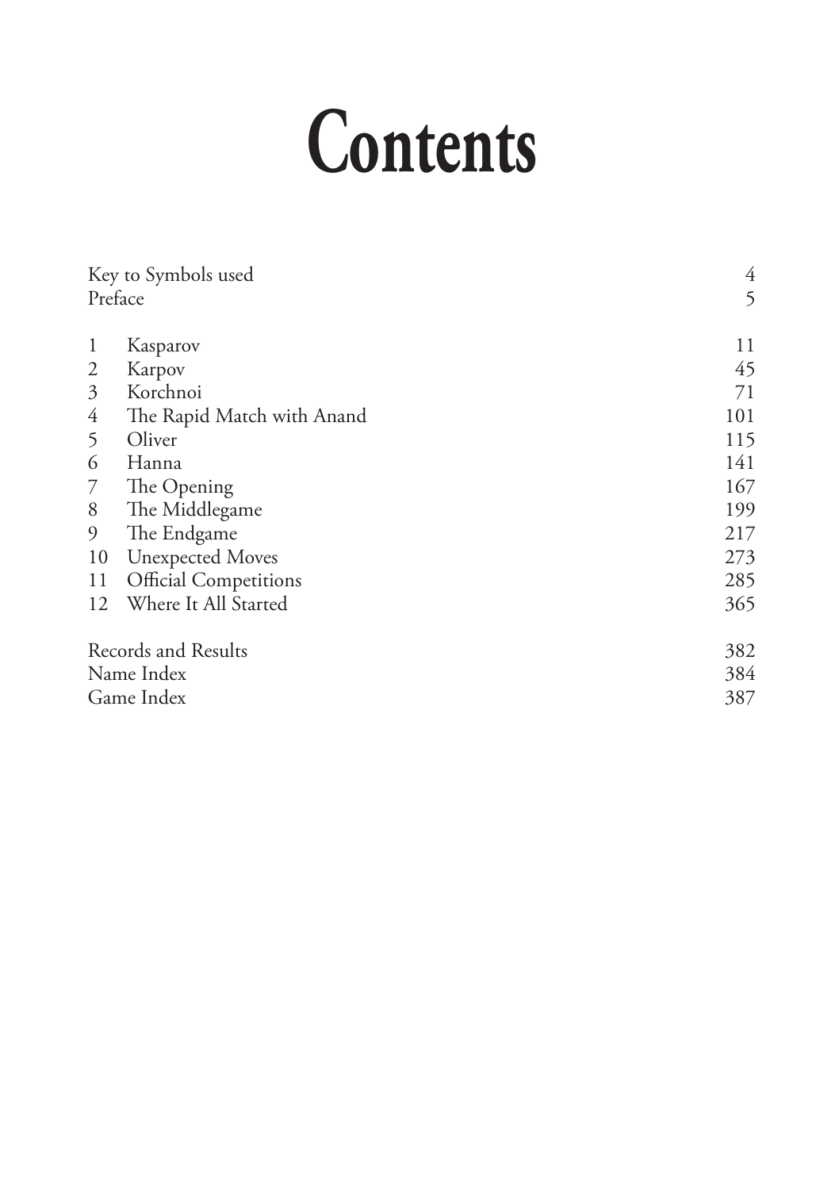# Contents

| | | |
|---|---|---|
| Key to Symbols used | | 4 |
| Preface | | 5 |
| 1 | Kasparov | 11 |
| 2 | Karpov | 45 |
| 3 | Korchnoi | 71 |
| 4 | The Rapid Match with Anand | 101 |
| 5 | Oliver | 115 |
| 6 | Hanna | 141 |
| 7 | The Opening | 167 |
| 8 | The Middlegame | 199 |
| 9 | The Endgame | 217 |
| 10 | Unexpected Moves | 273 |
| 11 | Official Competitions | 285 |
| 12 | Where It All Started | 365 |
| Records and Results | | 382 |
| Name Index | | 384 |
| Game Index | | 387 |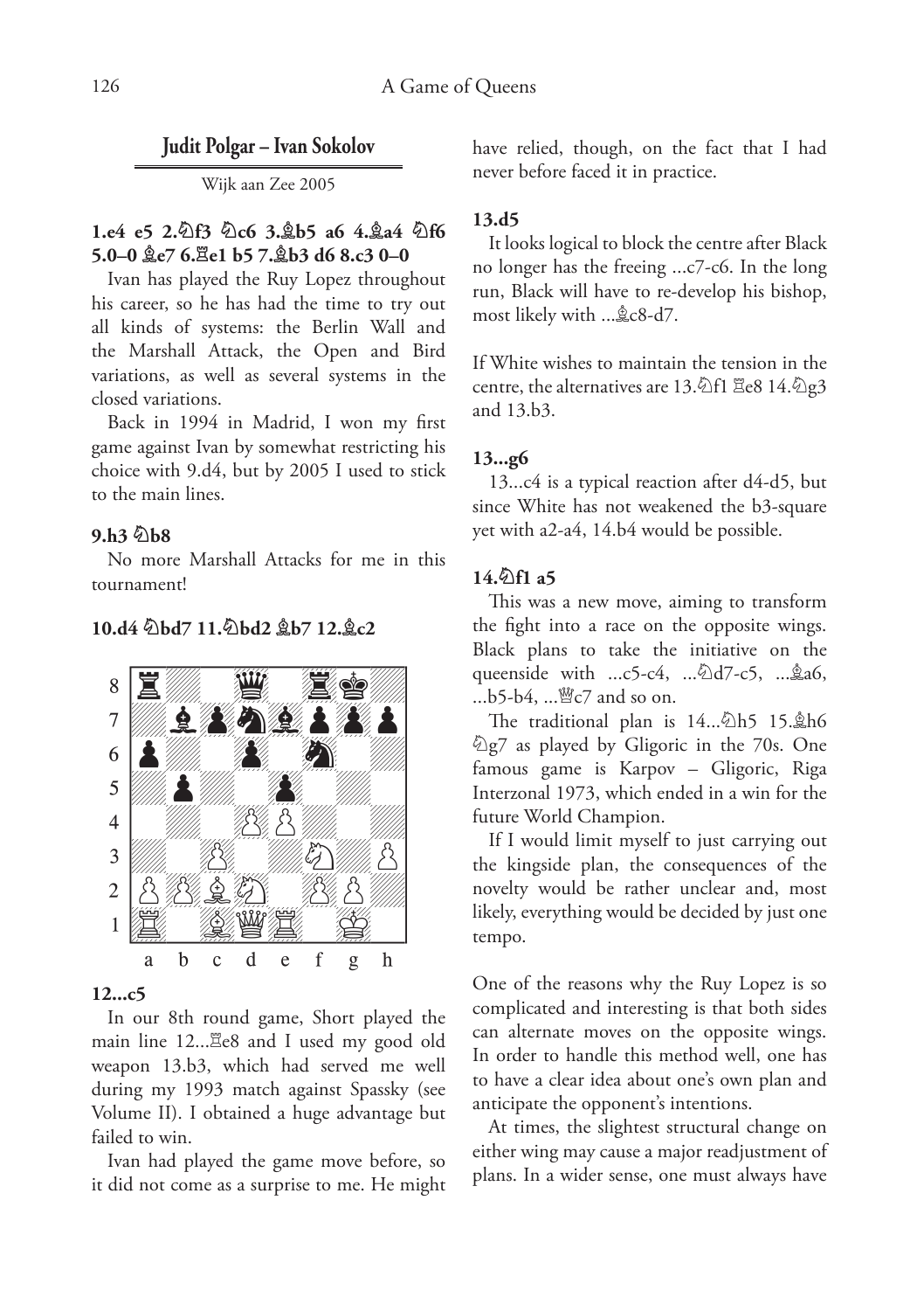## Judit Polgar – Ivan Sokolov

Wijk aan Zee 2005

**1.e4 e5 2.♘f3 ♘c6 3.♗b5 a6 4.♗a4 ♘f6 5.0–0 ♗e7 6.♖e1 b5 7.♗b3 d6 8.c3 0–0**

Ivan has played the Ruy Lopez throughout his career, so he has had the time to try out all kinds of systems: the Berlin Wall and the Marshall Attack, the Open and Bird variations, as well as several systems in the closed variations.

Back in 1994 in Madrid, I won my first game against Ivan by somewhat restricting his choice with 9.d4, but by 2005 I used to stick to the main lines.

**9.h3 ♘b8**

No more Marshall Attacks for me in this tournament!

**10.d4 ♘bd7 11.♘bd2 ♗b7 12.♗c2**

**12...c5**

In our 8th round game, Short played the main line 12...♖e8 and I used my good old weapon 13.b3, which had served me well during my 1993 match against Spassky (see Volume II). I obtained a huge advantage but failed to win.

Ivan had played the game move before, so it did not come as a surprise to me. He might have relied, though, on the fact that I had never before faced it in practice.

**13.d5**

It looks logical to block the centre after Black no longer has the freeing ...c7-c6. In the long run, Black will have to re-develop his bishop, most likely with ...♗c8-d7.

If White wishes to maintain the tension in the centre, the alternatives are 13.♘f1 ♖e8 14.♘g3 and 13.b3.

**13...g6**

13...c4 is a typical reaction after d4-d5, but since White has not weakened the b3-square yet with a2-a4, 14.b4 would be possible.

**14.♘f1 a5**

This was a new move, aiming to transform the fight into a race on the opposite wings. Black plans to take the initiative on the queenside with ...c5-c4, ...♘d7-c5, ...♗a6, ...b5-b4, ...♕c7 and so on.

The traditional plan is 14...♘h5 15.♗h6 ♘g7 as played by Gligoric in the 70s. One famous game is Karpov – Gligoric, Riga Interzonal 1973, which ended in a win for the future World Champion.

If I would limit myself to just carrying out the kingside plan, the consequences of the novelty would be rather unclear and, most likely, everything would be decided by just one tempo.

One of the reasons why the Ruy Lopez is so complicated and interesting is that both sides can alternate moves on the opposite wings. In order to handle this method well, one has to have a clear idea about one's own plan and anticipate the opponent's intentions.

At times, the slightest structural change on either wing may cause a major readjustment of plans. In a wider sense, one must always have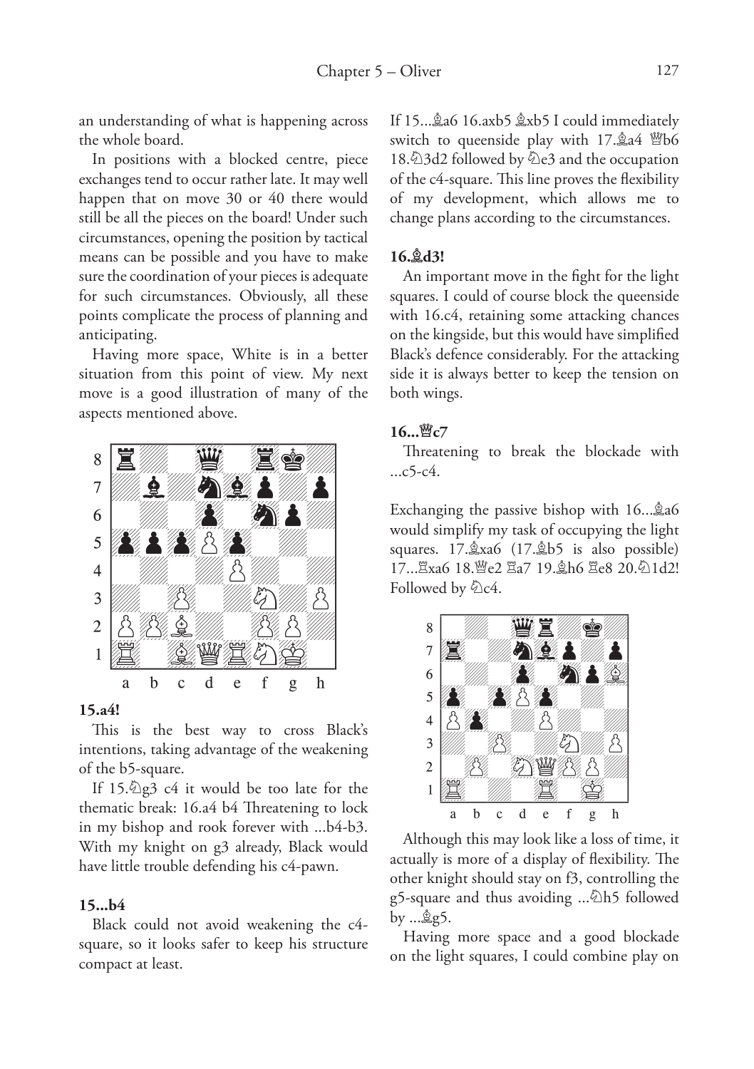an understanding of what is happening across the whole board.

In positions with a blocked centre, piece exchanges tend to occur rather late. It may well happen that on move 30 or 40 there would still be all the pieces on the board! Under such circumstances, opening the position by tactical means can be possible and you have to make sure the coordination of your pieces is adequate for such circumstances. Obviously, all these points complicate the process of planning and anticipating.

Having more space, White is in a better situation from this point of view. My next move is a good illustration of many of the aspects mentioned above.

**15.a4!**

This is the best way to cross Black's intentions, taking advantage of the weakening of the b5-square.

If 15.♘g3 c4 it would be too late for the thematic break: 16.a4 b4 Threatening to lock in my bishop and rook forever with ...b4-b3. With my knight on g3 already, Black would have little trouble defending his c4-pawn.

**15...b4**

Black could not avoid weakening the c4-square, so it looks safer to keep his structure compact at least.

If 15...♗a6 16.axb5 ♗xb5 I could immediately switch to queenside play with 17.♗a4 ♕b6 18.♘3d2 followed by ♘e3 and the occupation of the c4-square. This line proves the flexibility of my development, which allows me to change plans according to the circumstances.

**16.♗d3!**

An important move in the fight for the light squares. I could of course block the queenside with 16.c4, retaining some attacking chances on the kingside, but this would have simplified Black's defence considerably. For the attacking side it is always better to keep the tension on both wings.

**16...♕c7**

Threatening to break the blockade with ...c5-c4.

Exchanging the passive bishop with 16...♗a6 would simplify my task of occupying the light squares. 17.♗xa6 (17.♗b5 is also possible) 17...♖xa6 18.♕e2 ♖a7 19.♗h6 ♖e8 20.♘1d2! Followed by ♘c4.

Although this may look like a loss of time, it actually is more of a display of flexibility. The other knight should stay on f3, controlling the g5-square and thus avoiding ...♘h5 followed by ...♗g5.

Having more space and a good blockade on the light squares, I could combine play on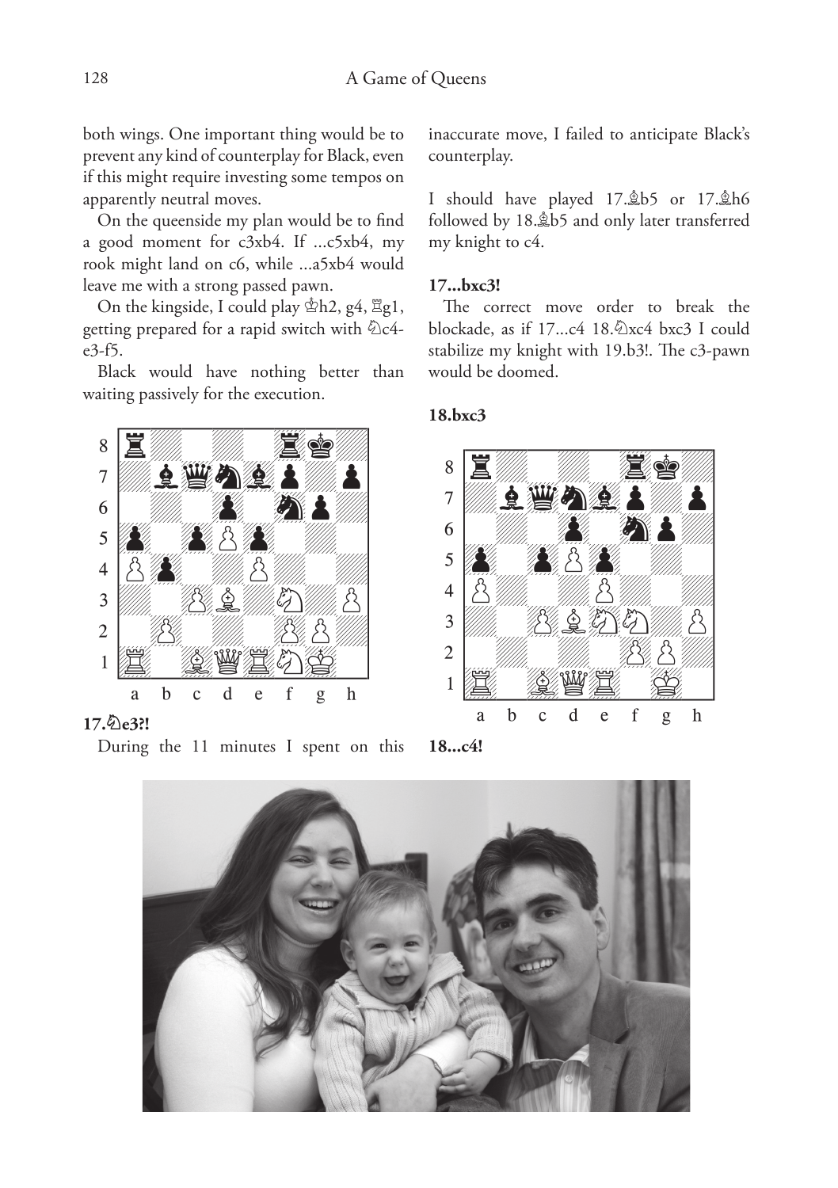both wings. One important thing would be to prevent any kind of counterplay for Black, even if this might require investing some tempos on apparently neutral moves.

On the queenside my plan would be to find a good moment for c3xb4. If ...c5xb4, my rook might land on c6, while ...a5xb4 would leave me with a strong passed pawn.

On the kingside, I could play ♔h2, g4, ♖g1, getting prepared for a rapid switch with ♘c4-e3-f5.

Black would have nothing better than waiting passively for the execution.

**17.♘e3?!**

During the 11 minutes I spent on this inaccurate move, I failed to anticipate Black's counterplay.

I should have played 17.♗b5 or 17.♗h6 followed by 18.♗b5 and only later transferred my knight to c4.

**17...bxc3!**

The correct move order to break the blockade, as if 17...c4 18.♘xc4 bxc3 I could stabilize my knight with 19.b3!. The c3-pawn would be doomed.

**18.bxc3**

**18...c4!**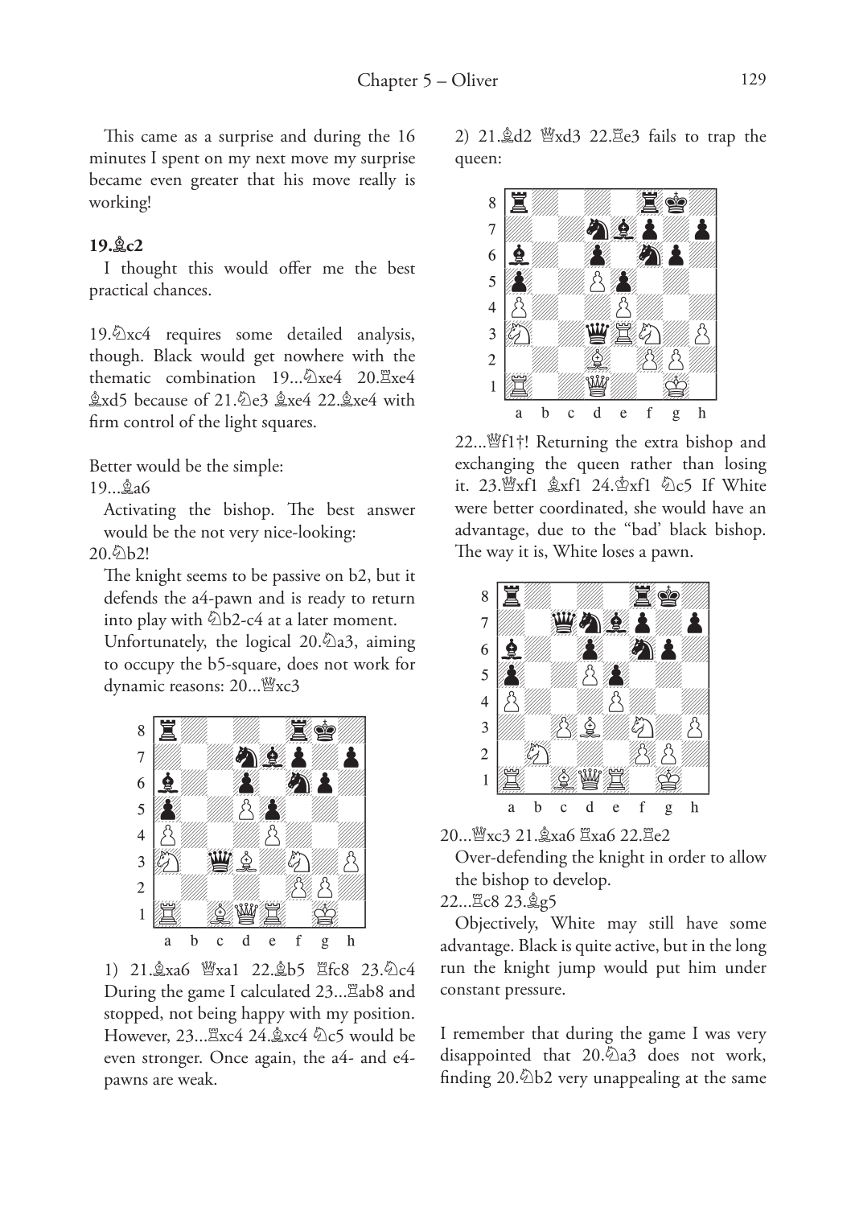This came as a surprise and during the 16 minutes I spent on my next move my surprise became even greater that his move really is working!

**19.♗c2**

I thought this would offer me the best practical chances.

19.♘xc4 requires some detailed analysis, though. Black would get nowhere with the thematic combination 19...♘xe4 20.♖xe4 ♗xd5 because of 21.♘e3 ♗xe4 22.♗xe4 with firm control of the light squares.

Better would be the simple:

19...♗a6

Activating the bishop. The best answer would be the not very nice-looking:

20.♘b2!

The knight seems to be passive on b2, but it defends the a4-pawn and is ready to return into play with ♘b2-c4 at a later moment.

Unfortunately, the logical 20.♘a3, aiming to occupy the b5-square, does not work for dynamic reasons: 20...♕xc3

1) 21.♗xa6 ♕xa1 22.♗b5 ♖fc8 23.♘c4 During the game I calculated 23...♖ab8 and stopped, not being happy with my position. However, 23...♖xc4 24.♗xc4 ♘c5 would be even stronger. Once again, the a4- and e4-pawns are weak.

2) 21.♗d2 ♕xd3 22.♖e3 fails to trap the queen:

22...♕f1†! Returning the extra bishop and exchanging the queen rather than losing it. 23.♕xf1 ♗xf1 24.♔xf1 ♘c5 If White were better coordinated, she would have an advantage, due to the "bad' black bishop. The way it is, White loses a pawn.

20...♕xc3 21.♗xa6 ♖xa6 22.♖e2

Over-defending the knight in order to allow the bishop to develop.

22...♖c8 23.♗g5

Objectively, White may still have some advantage. Black is quite active, but in the long run the knight jump would put him under constant pressure.

I remember that during the game I was very disappointed that 20.♘a3 does not work, finding 20.♘b2 very unappealing at the same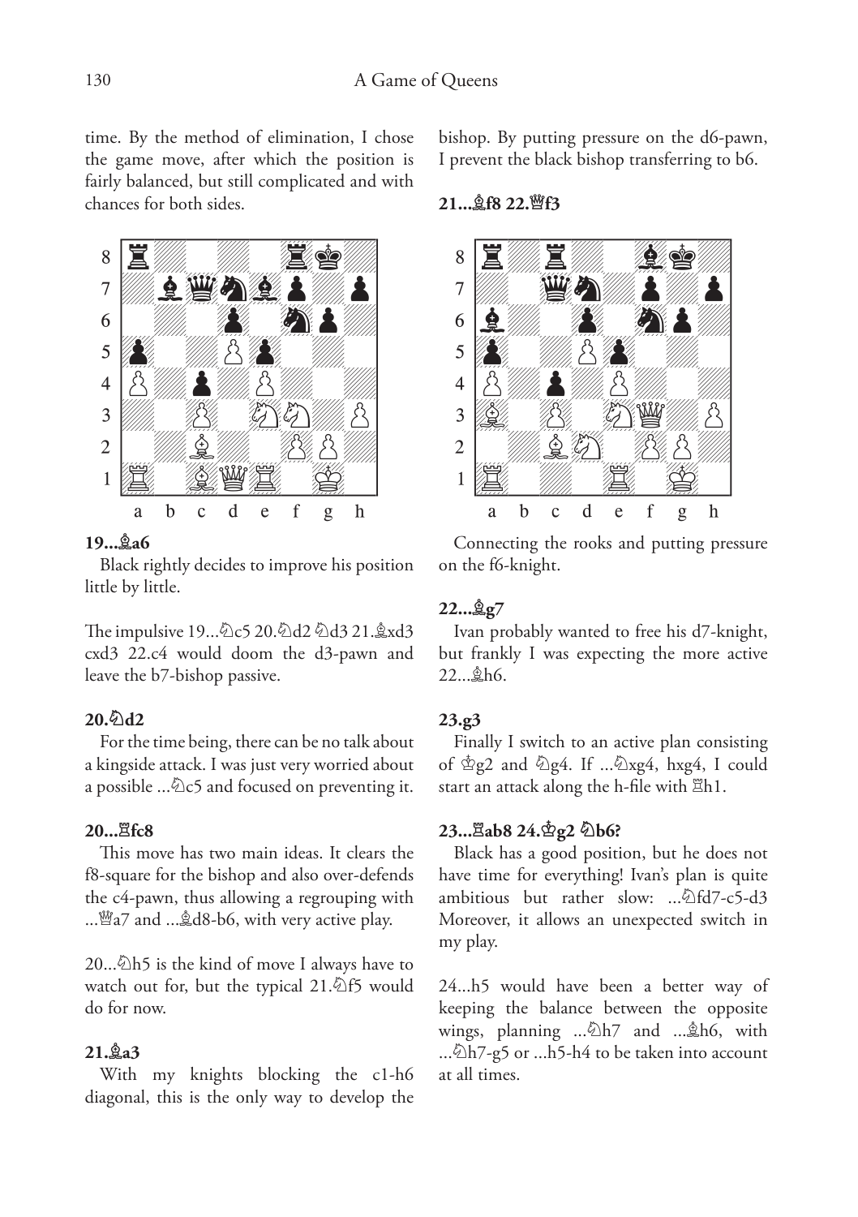time. By the method of elimination, I chose the game move, after which the position is fairly balanced, but still complicated and with chances for both sides.

**19...♗a6**

Black rightly decides to improve his position little by little.

The impulsive 19...♘c5 20.♘d2 ♘d3 21.♗xd3 cxd3 22.c4 would doom the d3-pawn and leave the b7-bishop passive.

**20.♘d2**

For the time being, there can be no talk about a kingside attack. I was just very worried about a possible ...♘c5 and focused on preventing it.

**20...♖fc8**

This move has two main ideas. It clears the f8-square for the bishop and also over-defends the c4-pawn, thus allowing a regrouping with ...♕a7 and ...♗d8-b6, with very active play.

20...♘h5 is the kind of move I always have to watch out for, but the typical 21.♘f5 would do for now.

**21.♗a3**

With my knights blocking the c1-h6 diagonal, this is the only way to develop the bishop. By putting pressure on the d6-pawn, I prevent the black bishop transferring to b6.

**21...♗f8 22.♕f3**

Connecting the rooks and putting pressure on the f6-knight.

**22...♗g7**

Ivan probably wanted to free his d7-knight, but frankly I was expecting the more active 22...♗h6.

**23.g3**

Finally I switch to an active plan consisting of ♔g2 and ♘g4. If ...♘xg4, hxg4, I could start an attack along the h-file with ♖h1.

**23...♖ab8 24.♔g2 ♘b6?**

Black has a good position, but he does not have time for everything! Ivan's plan is quite ambitious but rather slow: ...♘fd7-c5-d3 Moreover, it allows an unexpected switch in my play.

24...h5 would have been a better way of keeping the balance between the opposite wings, planning ...♘h7 and ...♗h6, with ...♘h7-g5 or ...h5-h4 to be taken into account at all times.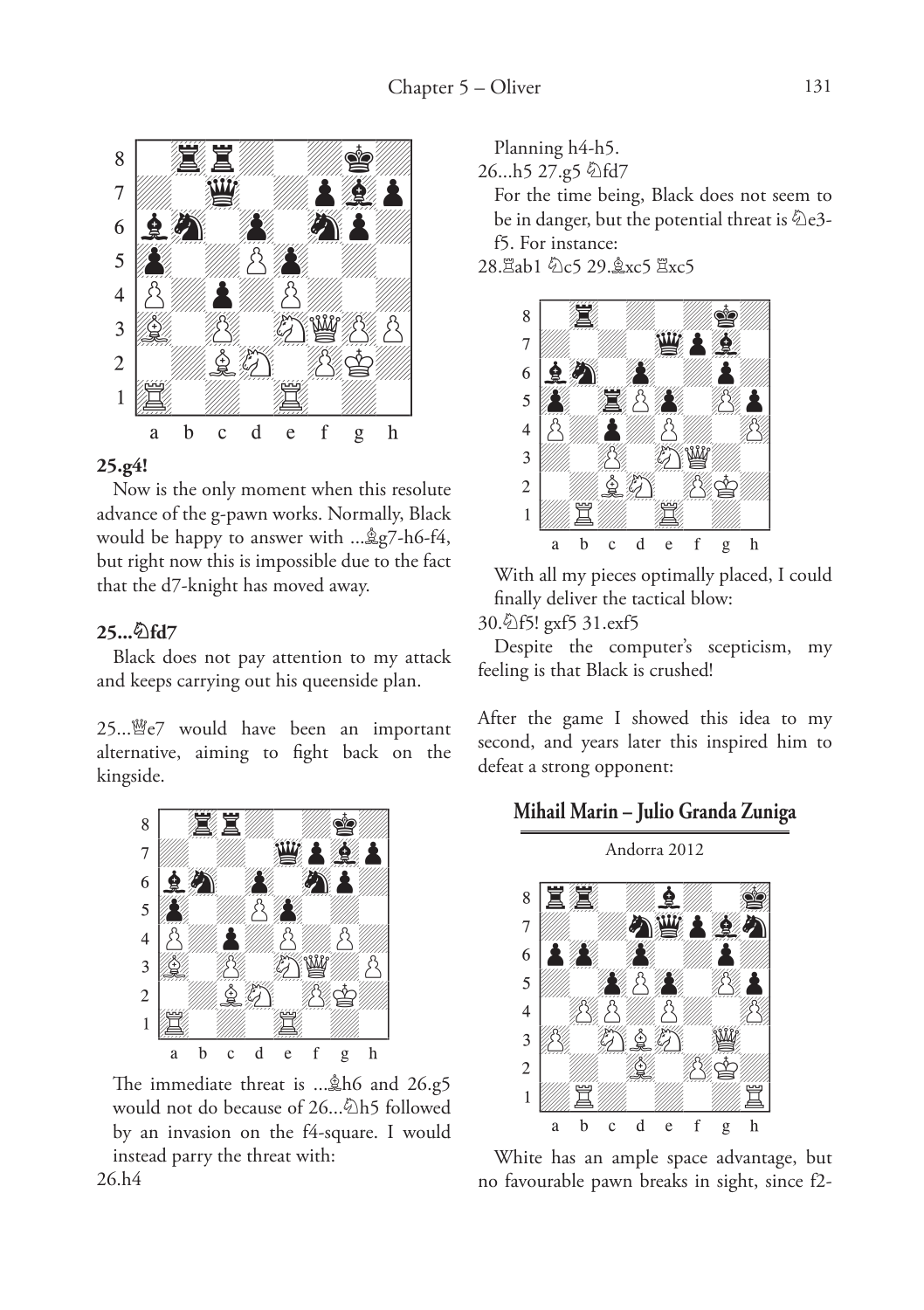**25.g4!**

Now is the only moment when this resolute advance of the g-pawn works. Normally, Black would be happy to answer with ...♗g7-h6-f4, but right now this is impossible due to the fact that the d7-knight has moved away.

**25...♘fd7**

Black does not pay attention to my attack and keeps carrying out his queenside plan.

25...♕e7 would have been an important alternative, aiming to fight back on the kingside.

The immediate threat is ...♗h6 and 26.g5 would not do because of 26...♘h5 followed by an invasion on the f4-square. I would instead parry the threat with:

26.h4

Planning h4-h5.

26...h5 27.g5 ♘fd7

For the time being, Black does not seem to be in danger, but the potential threat is ♘e3-f5. For instance:

28.♖ab1 ♘c5 29.♗xc5 ♖xc5

With all my pieces optimally placed, I could finally deliver the tactical blow:

30.♘f5! gxf5 31.exf5

Despite the computer's scepticism, my feeling is that Black is crushed!

After the game I showed this idea to my second, and years later this inspired him to defeat a strong opponent:

## Mihail Marin – Julio Granda Zuniga

Andorra 2012

White has an ample space advantage, but no favourable pawn breaks in sight, since f2-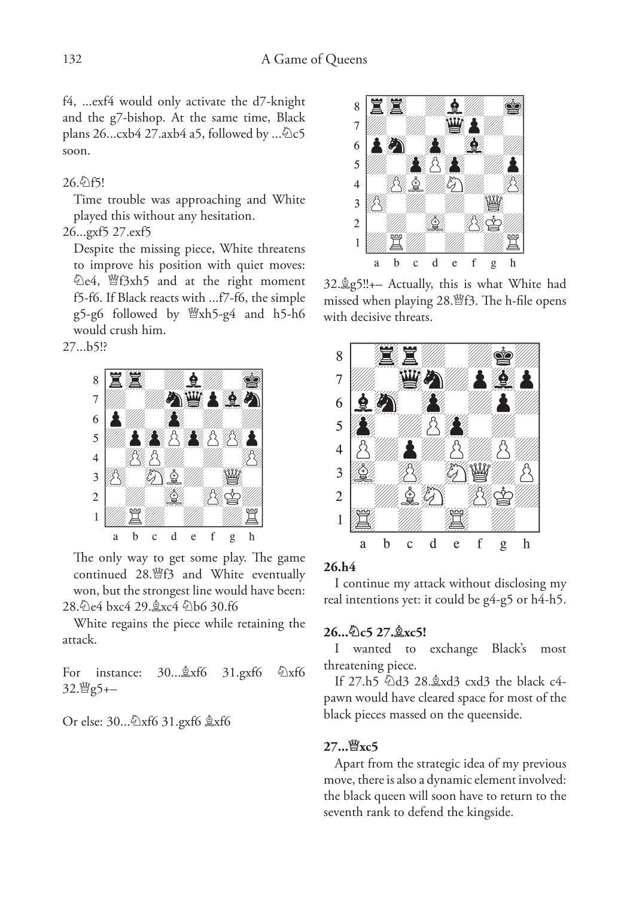f4, ...exf4 would only activate the d7-knight and the g7-bishop. At the same time, Black plans 26...cxb4 27.axb4 a5, followed by ...♘c5 soon.

26.♘f5!

Time trouble was approaching and White played this without any hesitation.

26...gxf5 27.exf5

Despite the missing piece, White threatens to improve his position with quiet moves: ♘e4, ♕f3xh5 and at the right moment f5-f6. If Black reacts with ...f7-f6, the simple g5-g6 followed by ♕xh5-g4 and h5-h6 would crush him.

27...b5!?

The only way to get some play. The game continued 28.♕f3 and White eventually won, but the strongest line would have been: 28.♘e4 bxc4 29.♗xc4 ♘b6 30.f6

White regains the piece while retaining the attack.

For instance: 30...♗xf6 31.gxf6 ♘xf6 32.♕g5+–

Or else: 30...♘xf6 31.gxf6 ♗xf6

32.♗g5!!+– Actually, this is what White had missed when playing 28.♕f3. The h-file opens with decisive threats.

**26.h4**

I continue my attack without disclosing my real intentions yet: it could be g4-g5 or h4-h5.

**26...♘c5 27.♗xc5!**

I wanted to exchange Black's most threatening piece.

If 27.h5 ♘d3 28.♗xd3 cxd3 the black c4-pawn would have cleared space for most of the black pieces massed on the queenside.

**27...♕xc5**

Apart from the strategic idea of my previous move, there is also a dynamic element involved: the black queen will soon have to return to the seventh rank to defend the kingside.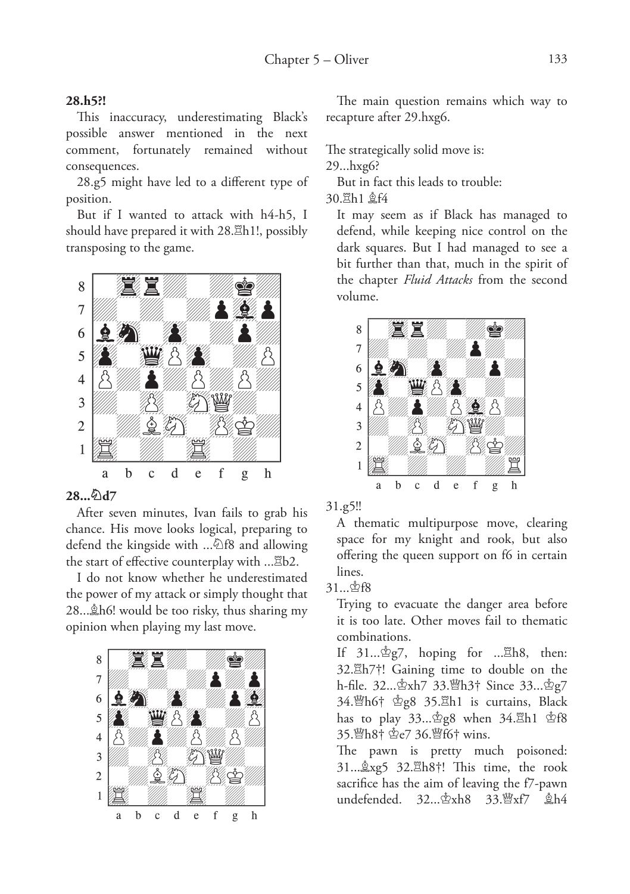**28.h5?!**

This inaccuracy, underestimating Black's possible answer mentioned in the next comment, fortunately remained without consequences.

28.g5 might have led to a different type of position.

But if I wanted to attack with h4-h5, I should have prepared it with 28.♖h1!, possibly transposing to the game.

**28...♘d7**

After seven minutes, Ivan fails to grab his chance. His move looks logical, preparing to defend the kingside with ...♘f8 and allowing the start of effective counterplay with ...♖b2.

I do not know whether he underestimated the power of my attack or simply thought that 28...♗h6! would be too risky, thus sharing my opinion when playing my last move.

The main question remains which way to recapture after 29.hxg6.

The strategically solid move is:

29...hxg6?

But in fact this leads to trouble:

30.♖h1 ♗f4

It may seem as if Black has managed to defend, while keeping nice control on the dark squares. But I had managed to see a bit further than that, much in the spirit of the chapter *Fluid Attacks* from the second volume.

31.g5!!

A thematic multipurpose move, clearing space for my knight and rook, but also offering the queen support on f6 in certain lines.

31...♔f8

Trying to evacuate the danger area before it is too late. Other moves fail to thematic combinations.

If 31...♔g7, hoping for ...♖h8, then: 32.♖h7†! Gaining time to double on the h-file. 32...♔xh7 33.♕h3† Since 33...♔g7 34.♕h6† ♔g8 35.♖h1 is curtains, Black has to play 33...♔g8 when 34.♖h1 ♔f8 35.♕h8† ♔e7 36.♕f6† wins.

The pawn is pretty much poisoned: 31...♗xg5 32.♖h8†! This time, the rook sacrifice has the aim of leaving the f7-pawn undefended. 32...♔xh8 33.♕xf7 ♗h4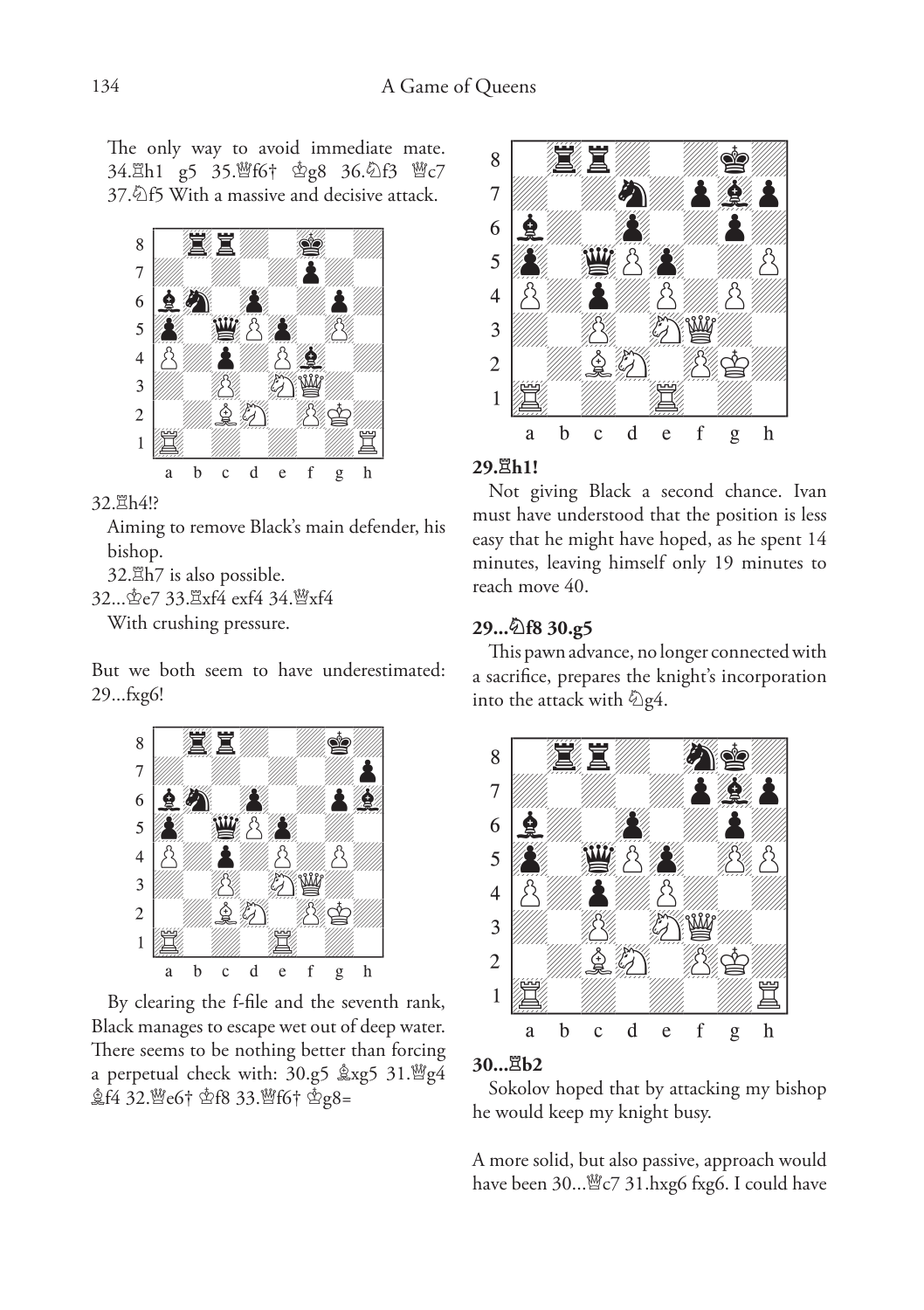The only way to avoid immediate mate. 34.♖h1 g5 35.♕f6† ♔g8 36.♘f3 ♕c7 37.♘f5 With a massive and decisive attack.

32.♖h4!?

Aiming to remove Black's main defender, his bishop.

32.♖h7 is also possible.

32...♔e7 33.♖xf4 exf4 34.♕xf4

With crushing pressure.

But we both seem to have underestimated: 29...fxg6!

By clearing the f-file and the seventh rank, Black manages to escape wet out of deep water. There seems to be nothing better than forcing a perpetual check with: 30.g5 ♗xg5 31.♕g4 ♗f4 32.♕e6† ♔f8 33.♕f6† ♔g8=

**29.♖h1!**

Not giving Black a second chance. Ivan must have understood that the position is less easy that he might have hoped, as he spent 14 minutes, leaving himself only 19 minutes to reach move 40.

**29...♘f8 30.g5**

This pawn advance, no longer connected with a sacrifice, prepares the knight's incorporation into the attack with ♘g4.

**30...♖b2**

Sokolov hoped that by attacking my bishop he would keep my knight busy.

A more solid, but also passive, approach would have been 30...♕c7 31.hxg6 fxg6. I could have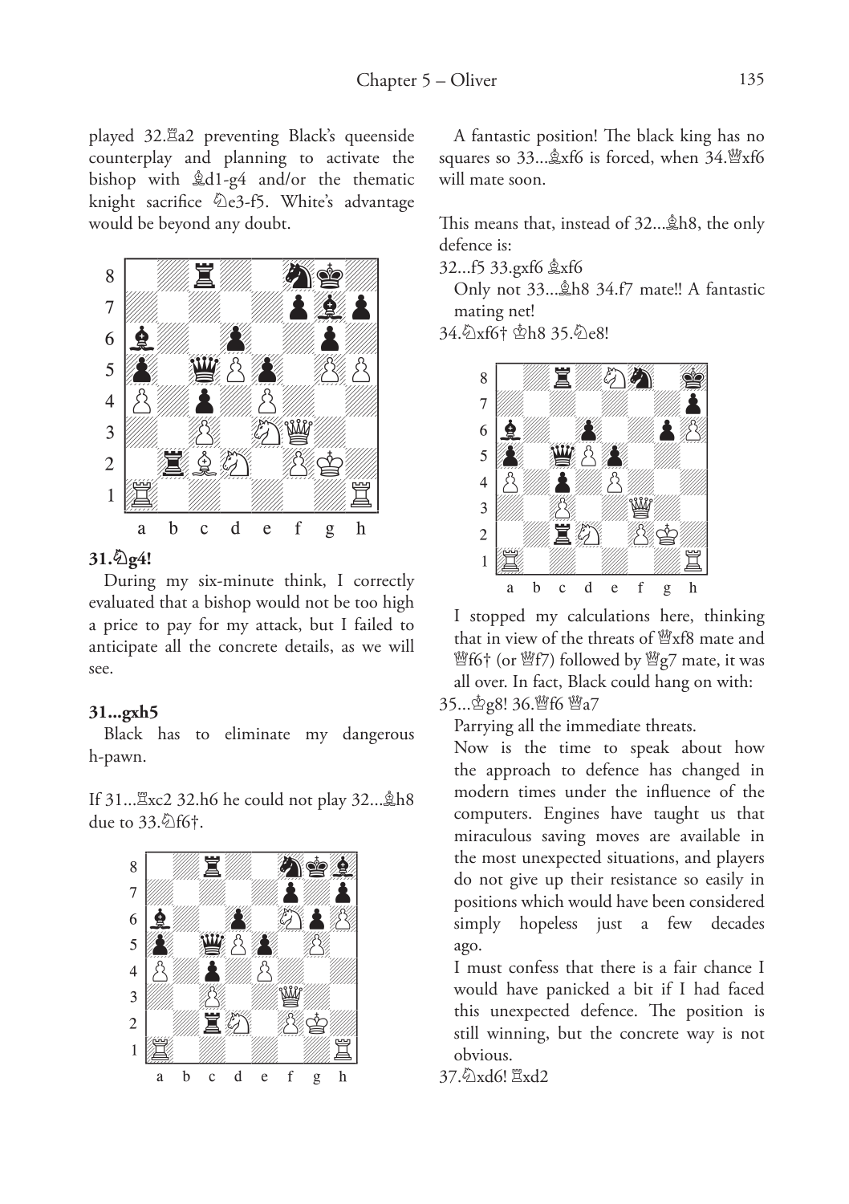played 32.♖a2 preventing Black's queenside counterplay and planning to activate the bishop with ♗d1-g4 and/or the thematic knight sacrifice ♘e3-f5. White's advantage would be beyond any doubt.

**31.♘g4!**

During my six-minute think, I correctly evaluated that a bishop would not be too high a price to pay for my attack, but I failed to anticipate all the concrete details, as we will see.

**31...gxh5**

Black has to eliminate my dangerous h-pawn.

If 31...♖xc2 32.h6 he could not play 32...♗h8 due to 33.♘f6†.

A fantastic position! The black king has no squares so 33...♗xf6 is forced, when 34.♕xf6 will mate soon.

This means that, instead of 32...♗h8, the only defence is:

32...f5 33.gxf6 ♗xf6

Only not 33...♗h8 34.f7 mate!! A fantastic mating net!

34.♘xf6† ♔h8 35.♘e8!

I stopped my calculations here, thinking that in view of the threats of ♕xf8 mate and ♕f6† (or ♕f7) followed by ♕g7 mate, it was all over. In fact, Black could hang on with:

35...♔g8! 36.♕f6 ♕a7

Parrying all the immediate threats.

Now is the time to speak about how the approach to defence has changed in modern times under the influence of the computers. Engines have taught us that miraculous saving moves are available in the most unexpected situations, and players do not give up their resistance so easily in positions which would have been considered simply hopeless just a few decades ago.

I must confess that there is a fair chance I would have panicked a bit if I had faced this unexpected defence. The position is still winning, but the concrete way is not obvious.

37.♘xd6! ♖xd2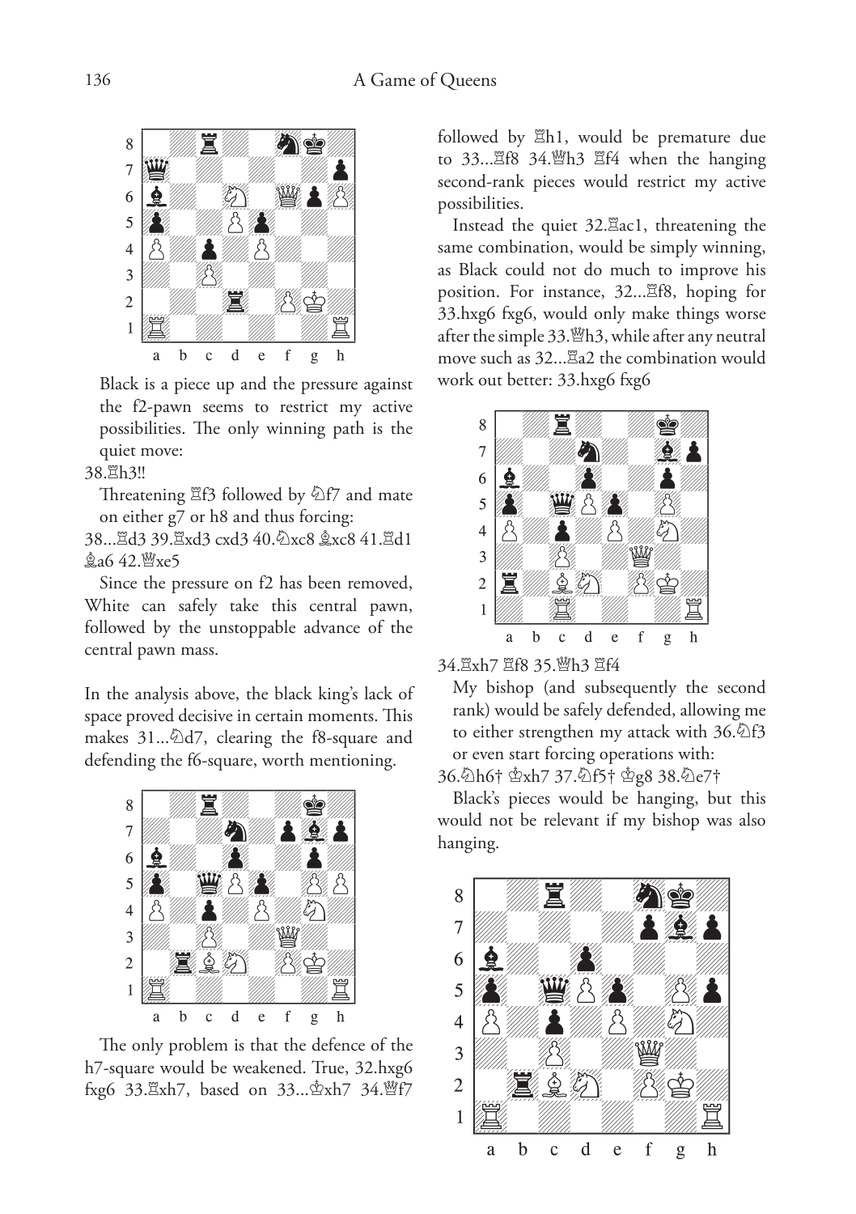Black is a piece up and the pressure against the f2-pawn seems to restrict my active possibilities. The only winning path is the quiet move:

38.♖h3!!

Threatening ♖f3 followed by ♘f7 and mate on either g7 or h8 and thus forcing:

38...♖d3 39.♖xd3 cxd3 40.♘xc8 ♗xc8 41.♖d1 ♗a6 42.♕xe5

Since the pressure on f2 has been removed, White can safely take this central pawn, followed by the unstoppable advance of the central pawn mass.

In the analysis above, the black king's lack of space proved decisive in certain moments. This makes 31...♘d7, clearing the f8-square and defending the f6-square, worth mentioning.

The only problem is that the defence of the h7-square would be weakened. True, 32.hxg6 fxg6 33.♖xh7, based on 33...♔xh7 34.♕f7 followed by ♖h1, would be premature due to 33...♖f8 34.♕h3 ♖f4 when the hanging second-rank pieces would restrict my active possibilities.

Instead the quiet 32.♖ac1, threatening the same combination, would be simply winning, as Black could not do much to improve his position. For instance, 32...♖f8, hoping for 33.hxg6 fxg6, would only make things worse after the simple 33.♕h3, while after any neutral move such as 32...♖a2 the combination would work out better: 33.hxg6 fxg6

34.♖xh7 ♖f8 35.♕h3 ♖f4

My bishop (and subsequently the second rank) would be safely defended, allowing me to either strengthen my attack with 36.♘f3 or even start forcing operations with:

36.♘h6† ♔xh7 37.♘f5† ♔g8 38.♘e7†

Black's pieces would be hanging, but this would not be relevant if my bishop was also hanging.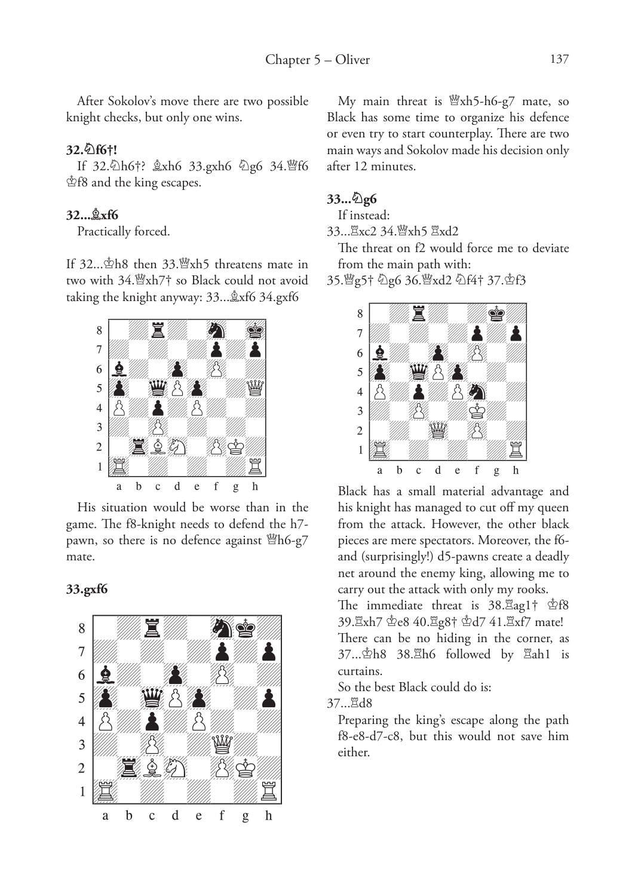After Sokolov's move there are two possible knight checks, but only one wins.

**32.♘f6†!**

If 32.♘h6†? ♗xh6 33.gxh6 ♘g6 34.♕f6 ♔f8 and the king escapes.

**32...♗xf6**

Practically forced.

If 32...♔h8 then 33.♕xh5 threatens mate in two with 34.♕xh7† so Black could not avoid taking the knight anyway: 33...♗xf6 34.gxf6

His situation would be worse than in the game. The f8-knight needs to defend the h7-pawn, so there is no defence against ♕h6-g7 mate.

**33.gxf6**

My main threat is ♕xh5-h6-g7 mate, so Black has some time to organize his defence or even try to start counterplay. There are two main ways and Sokolov made his decision only after 12 minutes.

**33...♘g6**

If instead:

33...♖xc2 34.♕xh5 ♖xd2

The threat on f2 would force me to deviate from the main path with:

35.♕g5† ♘g6 36.♕xd2 ♘f4† 37.♔f3

Black has a small material advantage and his knight has managed to cut off my queen from the attack. However, the other black pieces are mere spectators. Moreover, the f6- and (surprisingly!) d5-pawns create a deadly net around the enemy king, allowing me to carry out the attack with only my rooks.

The immediate threat is 38.♖ag1† ♔f8 39.♖xh7 ♔e8 40.♖g8† ♔d7 41.♖xf7 mate! There can be no hiding in the corner, as 37...♔h8 38.♖h6 followed by ♖ah1 is curtains.

So the best Black could do is:

37...♖d8

Preparing the king's escape along the path f8-e8-d7-c8, but this would not save him either.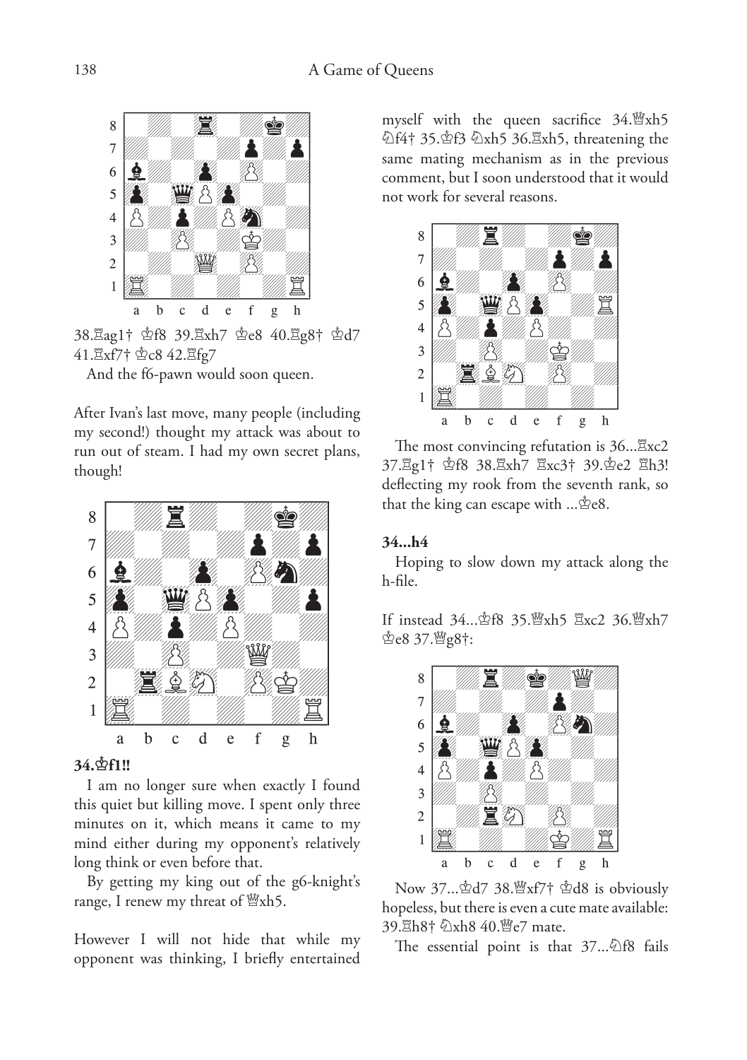38.♖ag1† ♔f8 39.♖xh7 ♔e8 40.♖g8† ♔d7 41.♖xf7† ♔c8 42.♖fg7

And the f6-pawn would soon queen.

After Ivan's last move, many people (including my second!) thought my attack was about to run out of steam. I had my own secret plans, though!

**34.♔f1!!**

I am no longer sure when exactly I found this quiet but killing move. I spent only three minutes on it, which means it came to my mind either during my opponent's relatively long think or even before that.

By getting my king out of the g6-knight's range, I renew my threat of ♕xh5.

However I will not hide that while my opponent was thinking, I briefly entertained myself with the queen sacrifice 34.♕xh5 ♘f4† 35.♔f3 ♘xh5 36.♖xh5, threatening the same mating mechanism as in the previous comment, but I soon understood that it would not work for several reasons.

The most convincing refutation is 36...♖xc2 37.♖g1† ♔f8 38.♖xh7 ♖xc3† 39.♔e2 ♖h3! deflecting my rook from the seventh rank, so that the king can escape with ...♔e8.

**34...h4**

Hoping to slow down my attack along the h-file.

If instead 34...♔f8 35.♕xh5 ♖xc2 36.♕xh7 ♔e8 37.♕g8†:

Now 37...♔d7 38.♕xf7† ♔d8 is obviously hopeless, but there is even a cute mate available: 39.♖h8† ♘xh8 40.♕e7 mate.

The essential point is that 37...♘f8 fails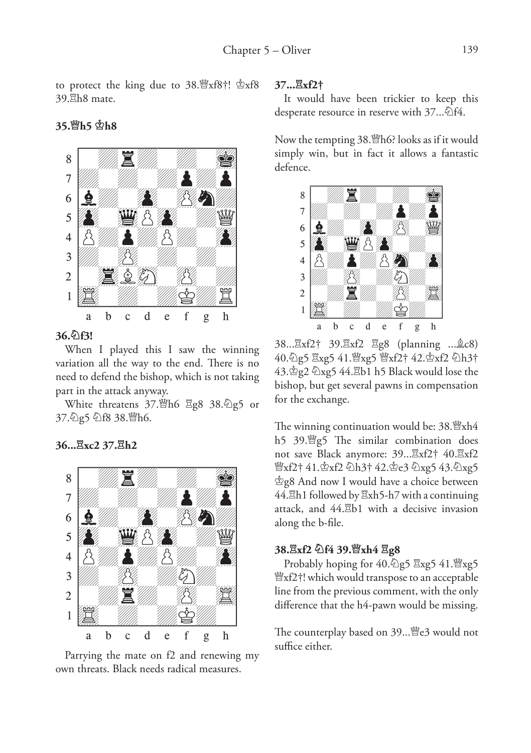to protect the king due to 38.♕xf8†! ♔xf8 39.♖h8 mate.

**35.♕h5 ♔h8**

**36.♘f3!**

When I played this I saw the winning variation all the way to the end. There is no need to defend the bishop, which is not taking part in the attack anyway.

White threatens 37.♕h6 ♖g8 38.♘g5 or 37.♘g5 ♘f8 38.♕h6.

**36...♖xc2 37.♖h2**

Parrying the mate on f2 and renewing my own threats. Black needs radical measures.

**37...♖xf2†**

It would have been trickier to keep this desperate resource in reserve with 37...♘f4.

Now the tempting 38.♕h6? looks as if it would simply win, but in fact it allows a fantastic defence.

38...♖xf2† 39.♖xf2 ♖g8 (planning ...♗c8) 40.♘g5 ♖xg5 41.♕xg5 ♕xf2† 42.♔xf2 ♘h3† 43.♔g2 ♘xg5 44.♖b1 h5 Black would lose the bishop, but get several pawns in compensation for the exchange.

The winning continuation would be: 38.♕xh4 h5 39.♕g5 The similar combination does not save Black anymore: 39...♖xf2† 40.♖xf2 ♕xf2† 41.♔xf2 ♘h3† 42.♔e3 ♘xg5 43.♘xg5 ♔g8 And now I would have a choice between 44.♖h1 followed by ♖xh5-h7 with a continuing attack, and 44.♖b1 with a decisive invasion along the b-file.

**38.♖xf2 ♘f4 39.♕xh4 ♖g8**

Probably hoping for 40.♘g5 ♖xg5 41.♕xg5 ♕xf2†! which would transpose to an acceptable line from the previous comment, with the only difference that the h4-pawn would be missing.

The counterplay based on 39...♕e3 would not suffice either.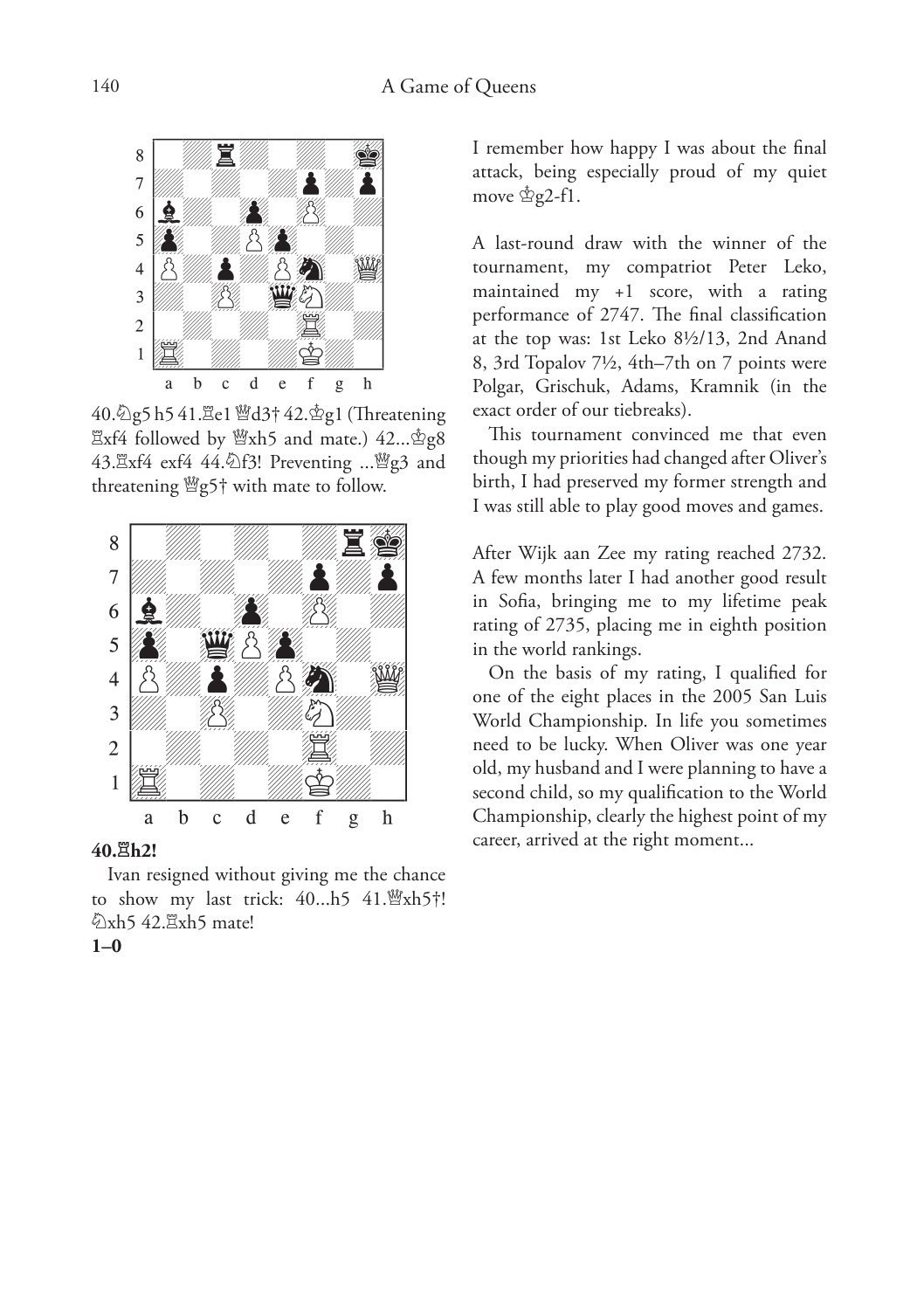40.♘g5 h5 41.♖e1 ♕d3† 42.♔g1 (Threatening ♖xf4 followed by ♕xh5 and mate.) 42...♔g8 43.♖xf4 exf4 44.♘f3! Preventing ...♕g3 and threatening ♕g5† with mate to follow.

**40.♖h2!**

Ivan resigned without giving me the chance to show my last trick: 40...h5 41.♕xh5†! ♘xh5 42.♖xh5 mate!

**1–0**

I remember how happy I was about the final attack, being especially proud of my quiet move ♔g2-f1.

A last-round draw with the winner of the tournament, my compatriot Peter Leko, maintained my +1 score, with a rating performance of 2747. The final classification at the top was: 1st Leko 8½/13, 2nd Anand 8, 3rd Topalov 7½, 4th–7th on 7 points were Polgar, Grischuk, Adams, Kramnik (in the exact order of our tiebreaks).

This tournament convinced me that even though my priorities had changed after Oliver's birth, I had preserved my former strength and I was still able to play good moves and games.

After Wijk aan Zee my rating reached 2732. A few months later I had another good result in Sofia, bringing me to my lifetime peak rating of 2735, placing me in eighth position in the world rankings.

On the basis of my rating, I qualified for one of the eight places in the 2005 San Luis World Championship. In life you sometimes need to be lucky. When Oliver was one year old, my husband and I were planning to have a second child, so my qualification to the World Championship, clearly the highest point of my career, arrived at the right moment...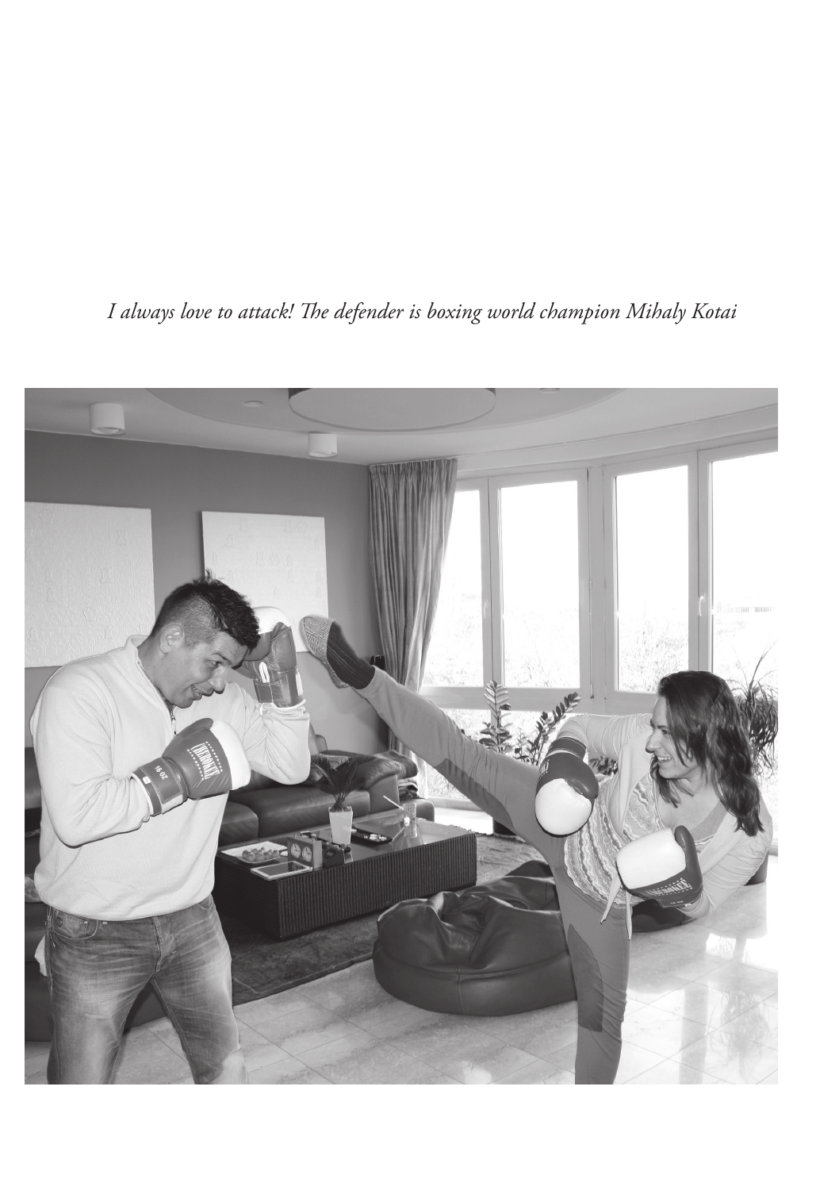*I always love to attack! The defender is boxing world champion Mihaly Kotai*